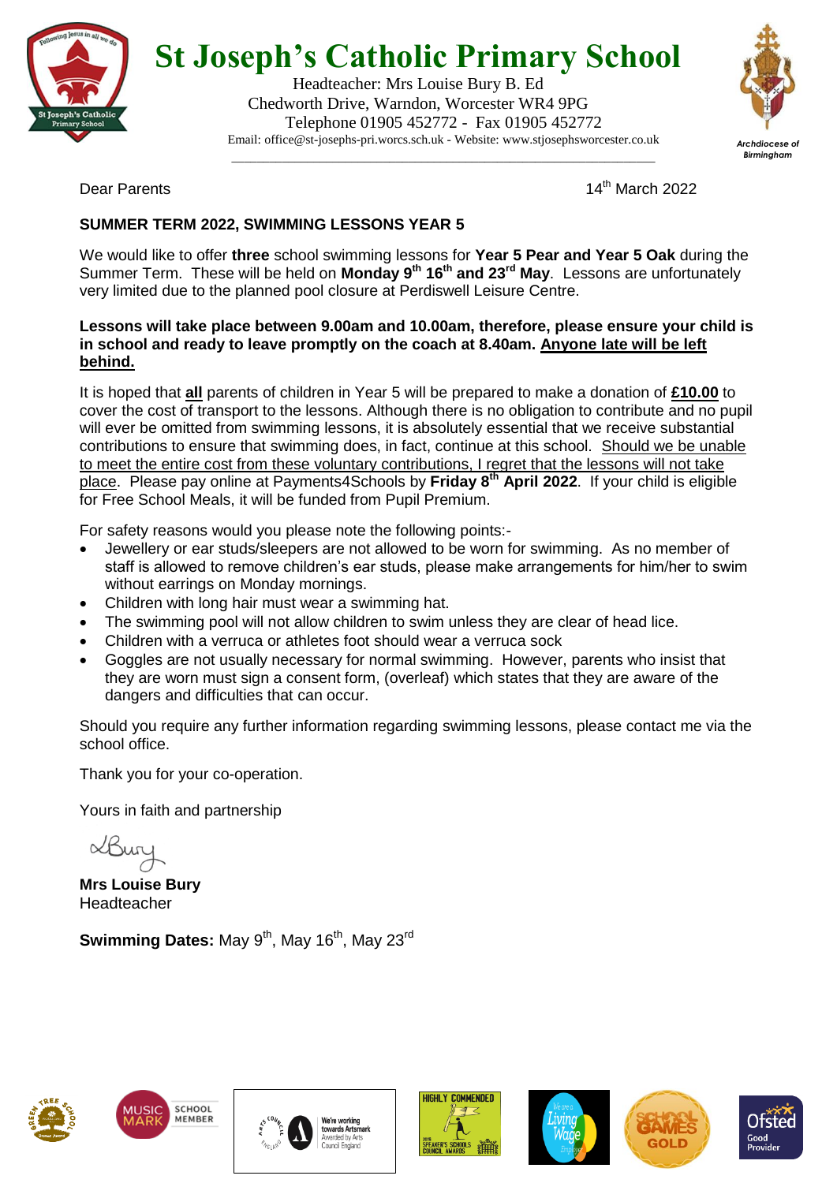# St Joseph's Catholic Primary School

Headteacher: Mrs Louise Bury B. Ed
Chedworth Drive, Warndon, Worcester WR4 9PG
Telephone 01905 452772 - Fax 01905 452772
Email: office@st-josephs-pri.worcs.sch.uk - Website: www.stjosephsworcester.co.uk

Archdiocese of Birmingham

Dear Parents

14th March 2022

**SUMMER TERM 2022, SWIMMING LESSONS YEAR 5**

We would like to offer **three** school swimming lessons for **Year 5 Pear and Year 5 Oak** during the Summer Term. These will be held on **Monday 9th 16th and 23rd May**. Lessons are unfortunately very limited due to the planned pool closure at Perdiswell Leisure Centre.

**Lessons will take place between 9.00am and 10.00am, therefore, please ensure your child is in school and ready to leave promptly on the coach at 8.40am. Anyone late will be left behind.**

It is hoped that **all** parents of children in Year 5 will be prepared to make a donation of **£10.00** to cover the cost of transport to the lessons. Although there is no obligation to contribute and no pupil will ever be omitted from swimming lessons, it is absolutely essential that we receive substantial contributions to ensure that swimming does, in fact, continue at this school. Should we be unable to meet the entire cost from these voluntary contributions, I regret that the lessons will not take place. Please pay online at Payments4Schools by **Friday 8th April 2022**. If your child is eligible for Free School Meals, it will be funded from Pupil Premium.

For safety reasons would you please note the following points:-

- Jewellery or ear studs/sleepers are not allowed to be worn for swimming. As no member of staff is allowed to remove children's ear studs, please make arrangements for him/her to swim without earrings on Monday mornings.
- Children with long hair must wear a swimming hat.
- The swimming pool will not allow children to swim unless they are clear of head lice.
- Children with a verruca or athletes foot should wear a verruca sock
- Goggles are not usually necessary for normal swimming. However, parents who insist that they are worn must sign a consent form, (overleaf) which states that they are aware of the dangers and difficulties that can occur.

Should you require any further information regarding swimming lessons, please contact me via the school office.

Thank you for your co-operation.

Yours in faith and partnership

LBury

**Mrs Louise Bury**
Headteacher

**Swimming Dates:** May 9th, May 16th, May 23rd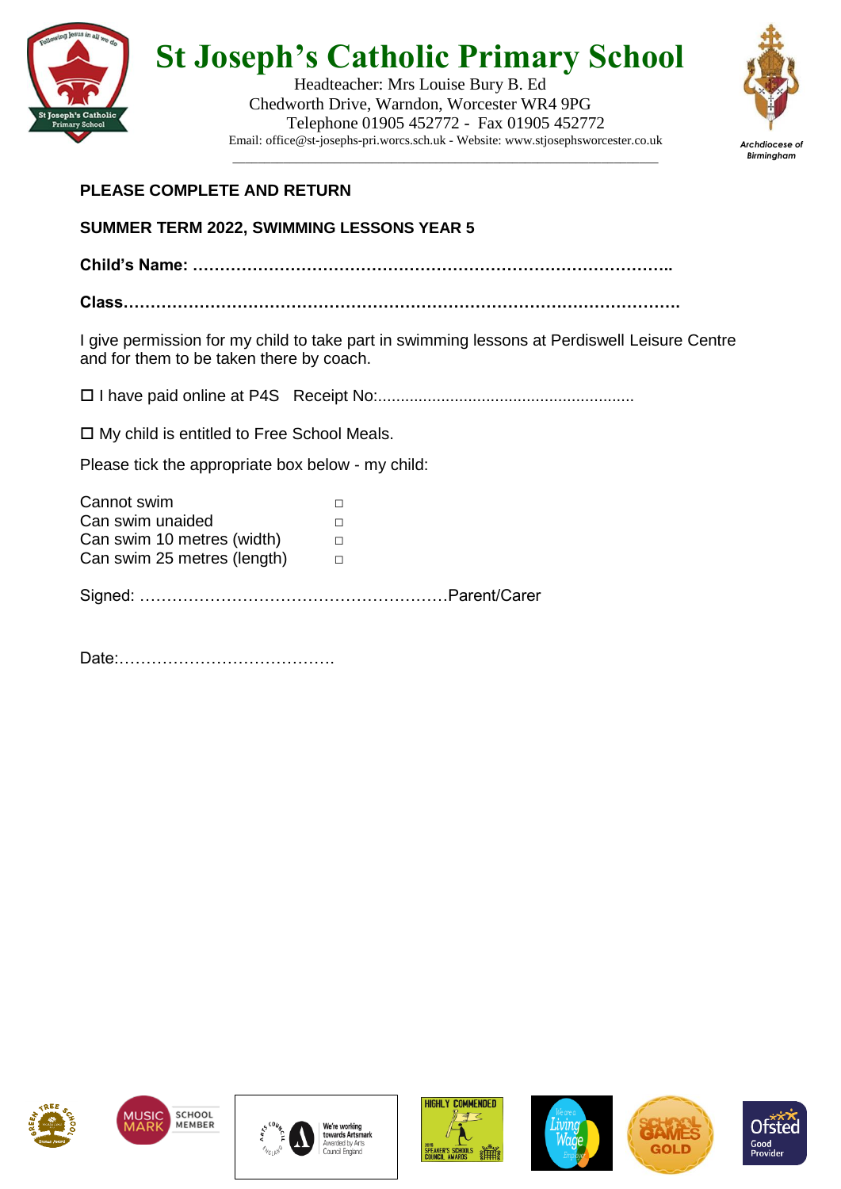# St Joseph's Catholic Primary School

Headteacher: Mrs Louise Bury B. Ed
Chedworth Drive, Warndon, Worcester WR4 9PG
Telephone 01905 452772 - Fax 01905 452772
Email: office@st-josephs-pri.worcs.sch.uk - Website: www.stjosephsworcester.co.uk

*Archdiocese of Birmingham*

**PLEASE COMPLETE AND RETURN**

**SUMMER TERM 2022, SWIMMING LESSONS YEAR 5**

**Child's Name: …………………………………………………………………………..**

**Class…………………………………………………………………………………………**

I give permission for my child to take part in swimming lessons at Perdiswell Leisure Centre and for them to be taken there by coach.

☐ I have paid online at P4S Receipt No:........................................................

☐ My child is entitled to Free School Meals.

Please tick the appropriate box below - my child:

| | |
|---|---|
| Cannot swim | □ |
| Can swim unaided | □ |
| Can swim 10 metres (width) | □ |
| Can swim 25 metres (length) | □ |

Signed: …………………………………………………Parent/Carer

Date:………………………………….